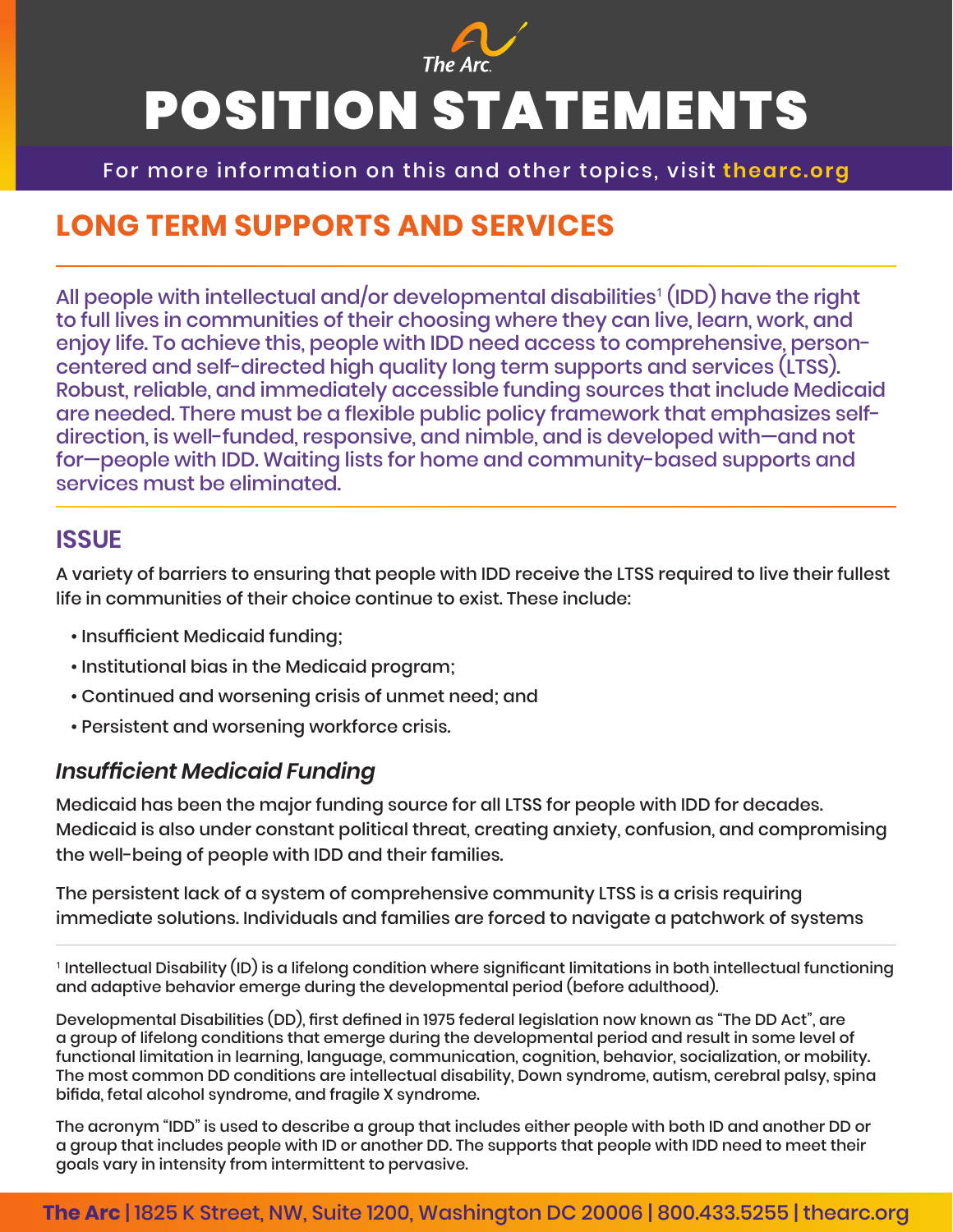# POSITION STATEMENTS

For more information on this and other topics, visit thearc.org

## LONG TERM SUPPORTS AND SERVICES

All people with intellectual and/or developmental disabilities[1] (IDD) have the right to full lives in communities of their choosing where they can live, learn, work, and enjoy life. To achieve this, people with IDD need access to comprehensive, person-centered and self-directed high quality long term supports and services (LTSS). Robust, reliable, and immediately accessible funding sources that include Medicaid are needed. There must be a flexible public policy framework that emphasizes self-direction, is well-funded, responsive, and nimble, and is developed with—and not for—people with IDD. Waiting lists for home and community-based supports and services must be eliminated.

## ISSUE

A variety of barriers to ensuring that people with IDD receive the LTSS required to live their fullest life in communities of their choice continue to exist. These include:

- Insufficient Medicaid funding;
- Institutional bias in the Medicaid program;
- Continued and worsening crisis of unmet need; and
- Persistent and worsening workforce crisis.

### *Insufficient Medicaid Funding*

Medicaid has been the major funding source for all LTSS for people with IDD for decades. Medicaid is also under constant political threat, creating anxiety, confusion, and compromising the well-being of people with IDD and their families.

The persistent lack of a system of comprehensive community LTSS is a crisis requiring immediate solutions. Individuals and families are forced to navigate a patchwork of systems

---

[1] Intellectual Disability (ID) is a lifelong condition where significant limitations in both intellectual functioning and adaptive behavior emerge during the developmental period (before adulthood).

Developmental Disabilities (DD), first defined in 1975 federal legislation now known as "The DD Act", are a group of lifelong conditions that emerge during the developmental period and result in some level of functional limitation in learning, language, communication, cognition, behavior, socialization, or mobility. The most common DD conditions are intellectual disability, Down syndrome, autism, cerebral palsy, spina bifida, fetal alcohol syndrome, and fragile X syndrome.

The acronym "IDD" is used to describe a group that includes either people with both ID and another DD or a group that includes people with ID or another DD. The supports that people with IDD need to meet their goals vary in intensity from intermittent to pervasive.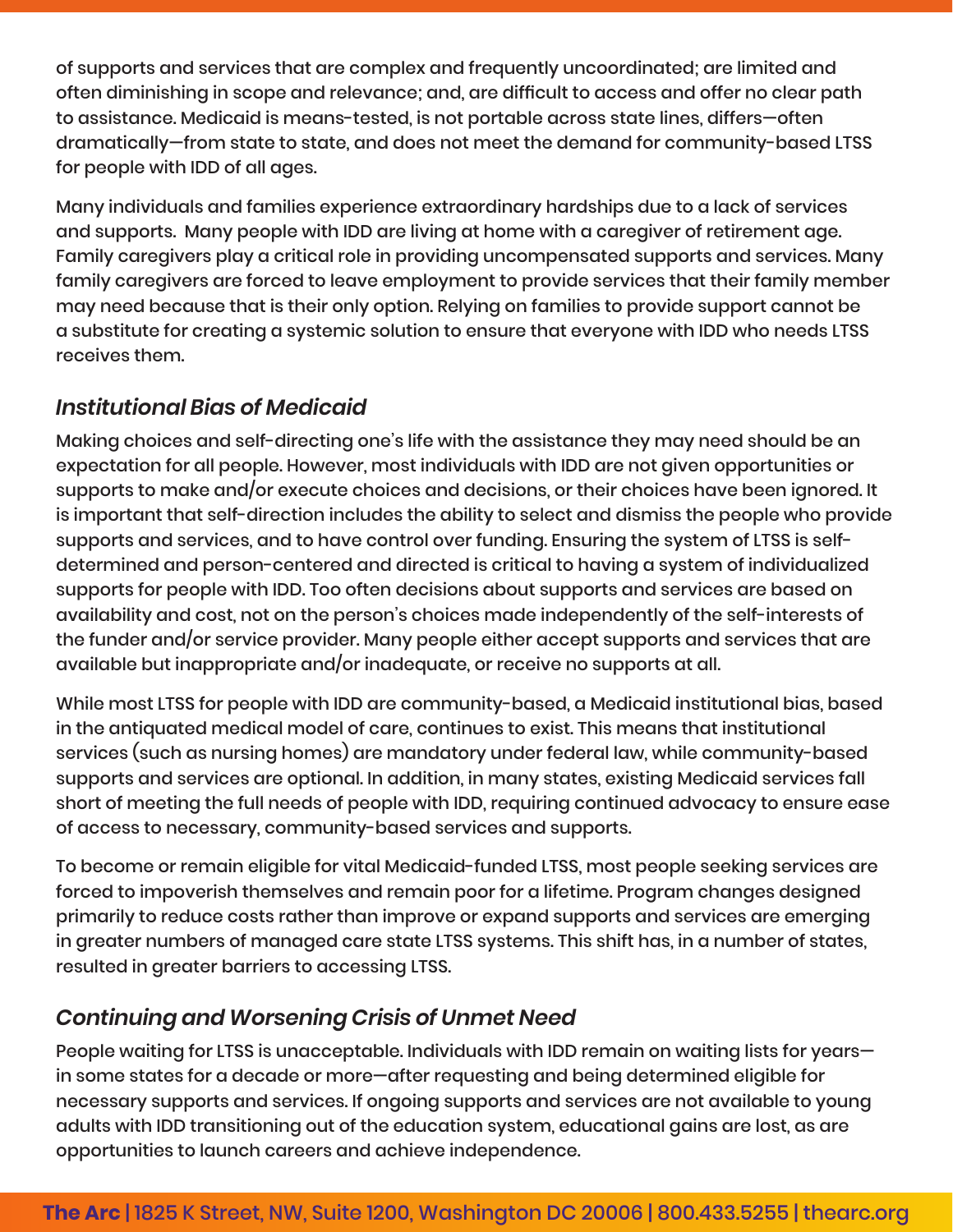of supports and services that are complex and frequently uncoordinated; are limited and often diminishing in scope and relevance; and, are difficult to access and offer no clear path to assistance. Medicaid is means-tested, is not portable across state lines, differs—often dramatically—from state to state, and does not meet the demand for community-based LTSS for people with IDD of all ages.

Many individuals and families experience extraordinary hardships due to a lack of services and supports. Many people with IDD are living at home with a caregiver of retirement age. Family caregivers play a critical role in providing uncompensated supports and services. Many family caregivers are forced to leave employment to provide services that their family member may need because that is their only option. Relying on families to provide support cannot be a substitute for creating a systemic solution to ensure that everyone with IDD who needs LTSS receives them.

### *Institutional Bias of Medicaid*

Making choices and self-directing one's life with the assistance they may need should be an expectation for all people. However, most individuals with IDD are not given opportunities or supports to make and/or execute choices and decisions, or their choices have been ignored. It is important that self-direction includes the ability to select and dismiss the people who provide supports and services, and to have control over funding. Ensuring the system of LTSS is self-determined and person-centered and directed is critical to having a system of individualized supports for people with IDD. Too often decisions about supports and services are based on availability and cost, not on the person's choices made independently of the self-interests of the funder and/or service provider. Many people either accept supports and services that are available but inappropriate and/or inadequate, or receive no supports at all.

While most LTSS for people with IDD are community-based, a Medicaid institutional bias, based in the antiquated medical model of care, continues to exist. This means that institutional services (such as nursing homes) are mandatory under federal law, while community-based supports and services are optional. In addition, in many states, existing Medicaid services fall short of meeting the full needs of people with IDD, requiring continued advocacy to ensure ease of access to necessary, community-based services and supports.

To become or remain eligible for vital Medicaid-funded LTSS, most people seeking services are forced to impoverish themselves and remain poor for a lifetime. Program changes designed primarily to reduce costs rather than improve or expand supports and services are emerging in greater numbers of managed care state LTSS systems. This shift has, in a number of states, resulted in greater barriers to accessing LTSS.

### *Continuing and Worsening Crisis of Unmet Need*

People waiting for LTSS is unacceptable. Individuals with IDD remain on waiting lists for years—in some states for a decade or more—after requesting and being determined eligible for necessary supports and services. If ongoing supports and services are not available to young adults with IDD transitioning out of the education system, educational gains are lost, as are opportunities to launch careers and achieve independence.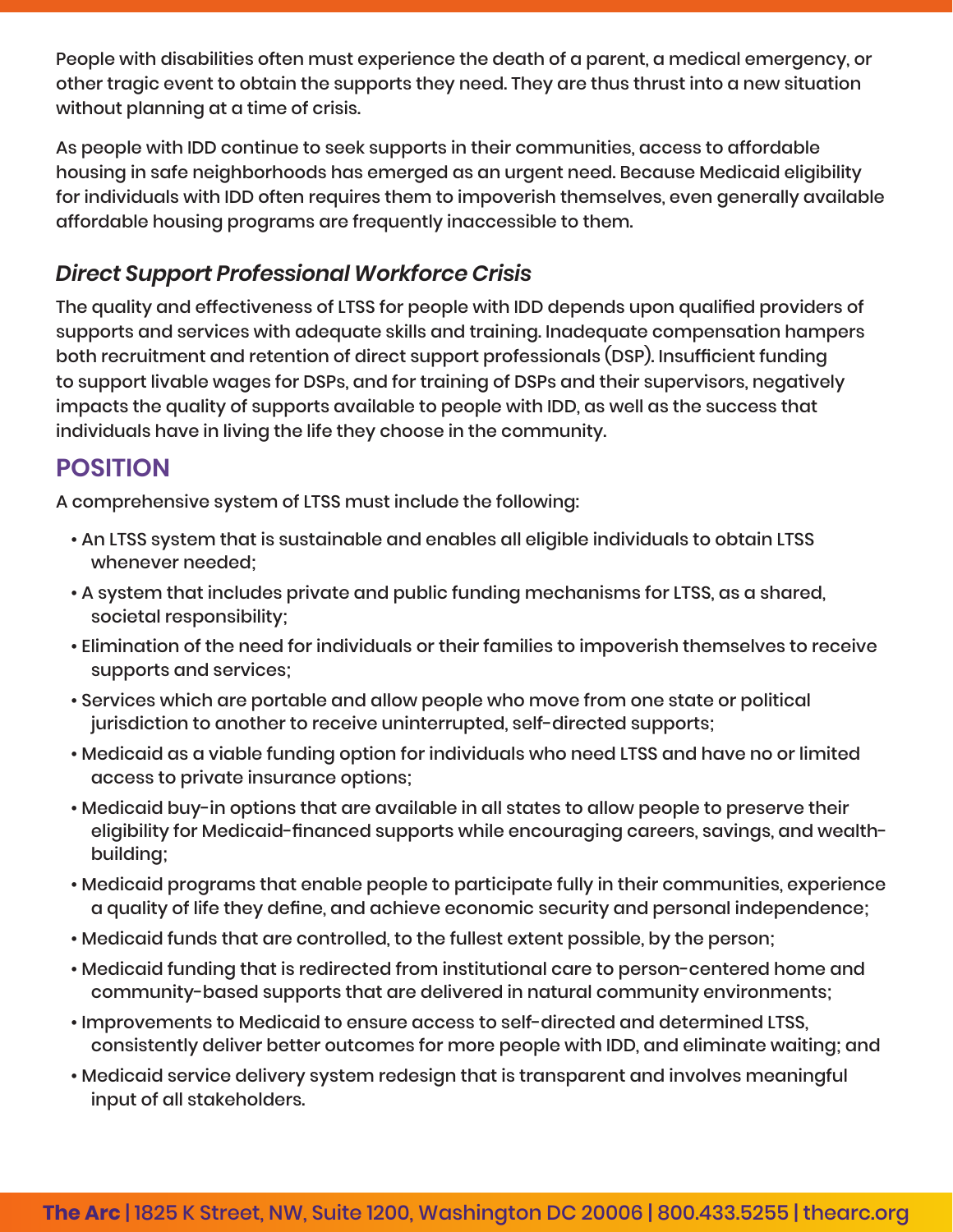People with disabilities often must experience the death of a parent, a medical emergency, or other tragic event to obtain the supports they need. They are thus thrust into a new situation without planning at a time of crisis.

As people with IDD continue to seek supports in their communities, access to affordable housing in safe neighborhoods has emerged as an urgent need. Because Medicaid eligibility for individuals with IDD often requires them to impoverish themselves, even generally available affordable housing programs are frequently inaccessible to them.

### *Direct Support Professional Workforce Crisis*

The quality and effectiveness of LTSS for people with IDD depends upon qualified providers of supports and services with adequate skills and training. Inadequate compensation hampers both recruitment and retention of direct support professionals (DSP). Insufficient funding to support livable wages for DSPs, and for training of DSPs and their supervisors, negatively impacts the quality of supports available to people with IDD, as well as the success that individuals have in living the life they choose in the community.

## POSITION

A comprehensive system of LTSS must include the following:

- An LTSS system that is sustainable and enables all eligible individuals to obtain LTSS whenever needed;
- A system that includes private and public funding mechanisms for LTSS, as a shared, societal responsibility;
- Elimination of the need for individuals or their families to impoverish themselves to receive supports and services;
- Services which are portable and allow people who move from one state or political jurisdiction to another to receive uninterrupted, self-directed supports;
- Medicaid as a viable funding option for individuals who need LTSS and have no or limited access to private insurance options;
- Medicaid buy-in options that are available in all states to allow people to preserve their eligibility for Medicaid-financed supports while encouraging careers, savings, and wealth-building;
- Medicaid programs that enable people to participate fully in their communities, experience a quality of life they define, and achieve economic security and personal independence;
- Medicaid funds that are controlled, to the fullest extent possible, by the person;
- Medicaid funding that is redirected from institutional care to person-centered home and community-based supports that are delivered in natural community environments;
- Improvements to Medicaid to ensure access to self-directed and determined LTSS, consistently deliver better outcomes for more people with IDD, and eliminate waiting; and
- Medicaid service delivery system redesign that is transparent and involves meaningful input of all stakeholders.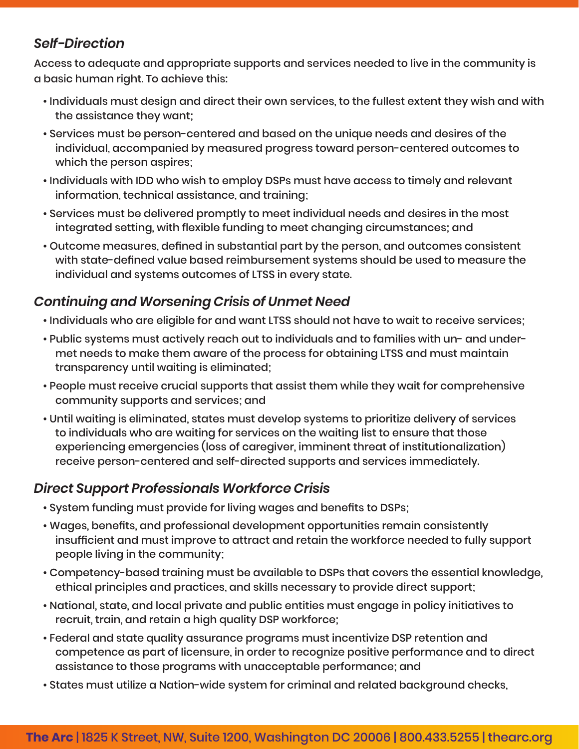### *Self-Direction*

Access to adequate and appropriate supports and services needed to live in the community is a basic human right. To achieve this:

- Individuals must design and direct their own services, to the fullest extent they wish and with the assistance they want;
- Services must be person-centered and based on the unique needs and desires of the individual, accompanied by measured progress toward person-centered outcomes to which the person aspires;
- Individuals with IDD who wish to employ DSPs must have access to timely and relevant information, technical assistance, and training;
- Services must be delivered promptly to meet individual needs and desires in the most integrated setting, with flexible funding to meet changing circumstances; and
- Outcome measures, defined in substantial part by the person, and outcomes consistent with state-defined value based reimbursement systems should be used to measure the individual and systems outcomes of LTSS in every state.

### *Continuing and Worsening Crisis of Unmet Need*

- Individuals who are eligible for and want LTSS should not have to wait to receive services;
- Public systems must actively reach out to individuals and to families with un- and under-met needs to make them aware of the process for obtaining LTSS and must maintain transparency until waiting is eliminated;
- People must receive crucial supports that assist them while they wait for comprehensive community supports and services; and
- Until waiting is eliminated, states must develop systems to prioritize delivery of services to individuals who are waiting for services on the waiting list to ensure that those experiencing emergencies (loss of caregiver, imminent threat of institutionalization) receive person-centered and self-directed supports and services immediately.

### *Direct Support Professionals Workforce Crisis*

- System funding must provide for living wages and benefits to DSPs;
- Wages, benefits, and professional development opportunities remain consistently insufficient and must improve to attract and retain the workforce needed to fully support people living in the community;
- Competency-based training must be available to DSPs that covers the essential knowledge, ethical principles and practices, and skills necessary to provide direct support;
- National, state, and local private and public entities must engage in policy initiatives to recruit, train, and retain a high quality DSP workforce;
- Federal and state quality assurance programs must incentivize DSP retention and competence as part of licensure, in order to recognize positive performance and to direct assistance to those programs with unacceptable performance; and
- States must utilize a Nation-wide system for criminal and related background checks,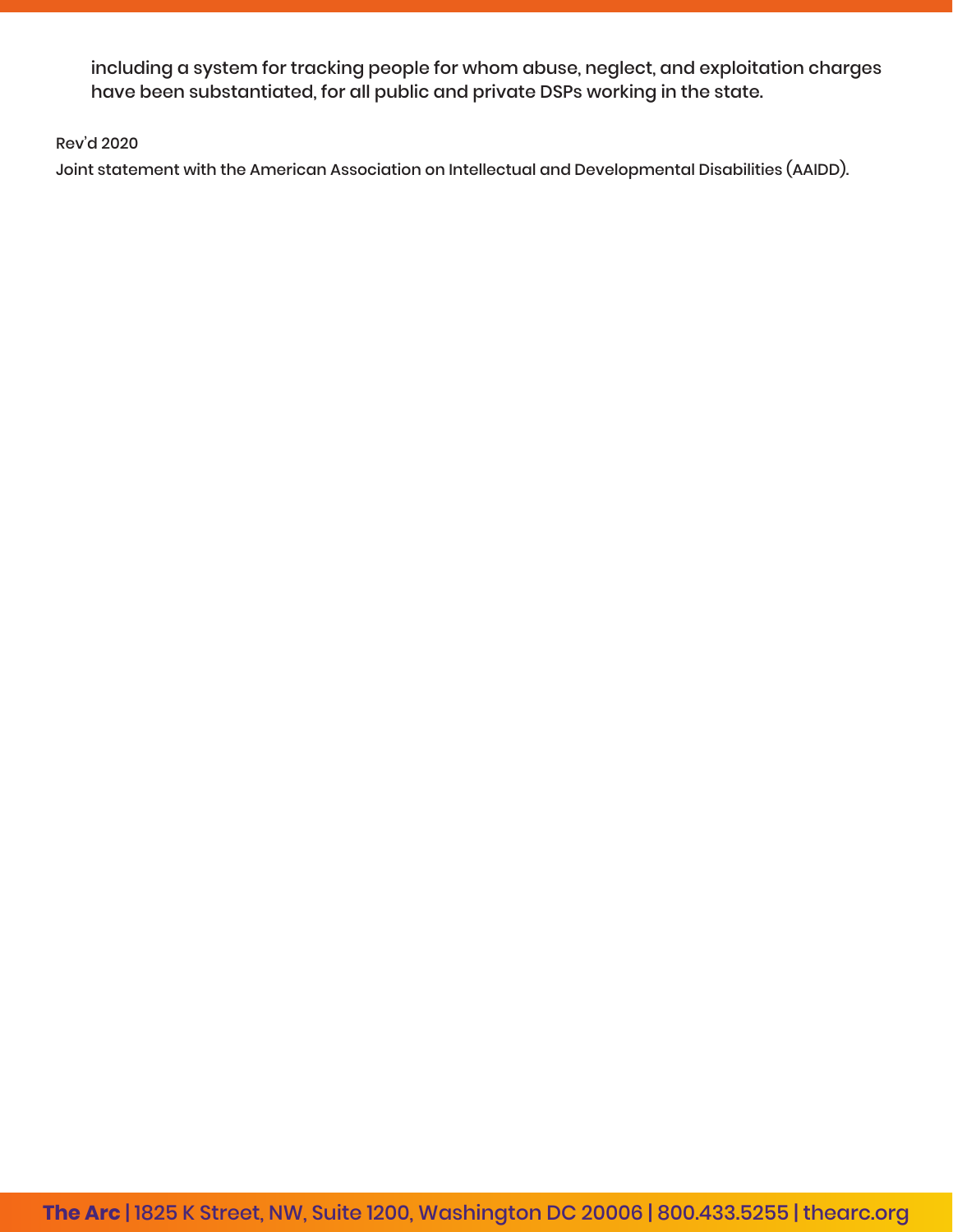including a system for tracking people for whom abuse, neglect, and exploitation charges have been substantiated, for all public and private DSPs working in the state.

Rev'd 2020

Joint statement with the American Association on Intellectual and Developmental Disabilities (AAIDD).